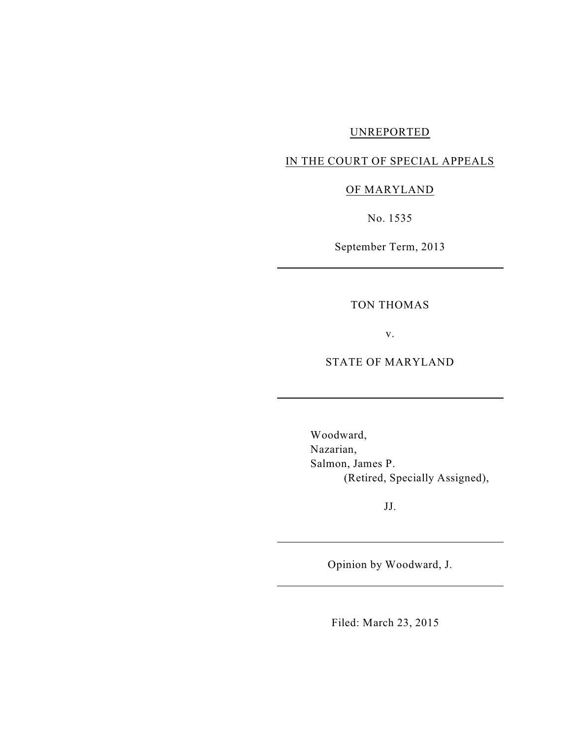UNREPORTED

IN THE COURT OF SPECIAL APPEALS

OF MARYLAND

No. 1535

September Term, 2013

---

TON THOMAS

v.

STATE OF MARYLAND

---

Woodward,
Nazarian,
Salmon, James P.
(Retired, Specially Assigned),

JJ.

---

Opinion by Woodward, J.

---

Filed: March 23, 2015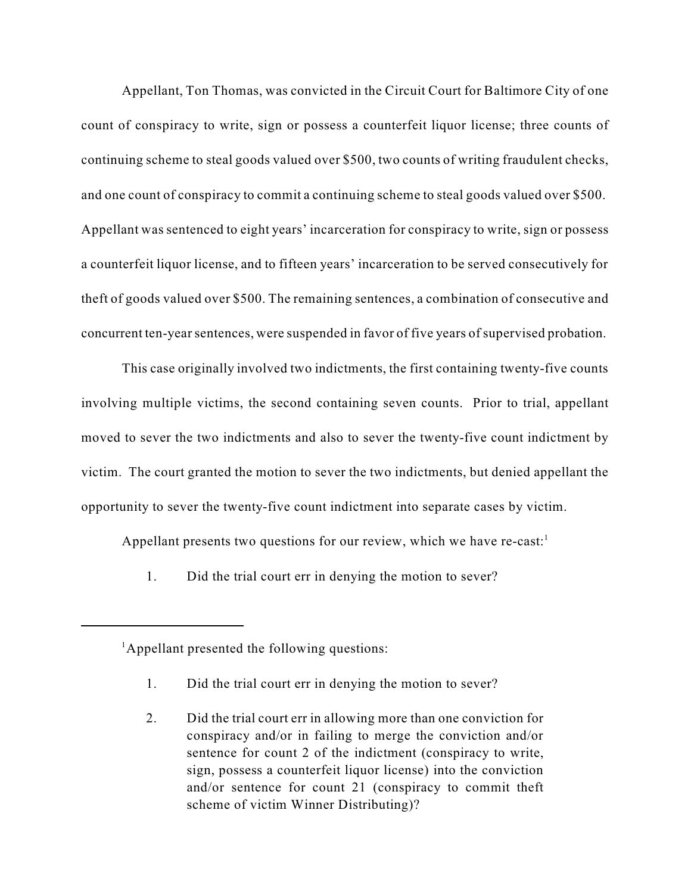Appellant, Ton Thomas, was convicted in the Circuit Court for Baltimore City of one count of conspiracy to write, sign or possess a counterfeit liquor license; three counts of continuing scheme to steal goods valued over $500, two counts of writing fraudulent checks, and one count of conspiracy to commit a continuing scheme to steal goods valued over $500. Appellant was sentenced to eight years' incarceration for conspiracy to write, sign or possess a counterfeit liquor license, and to fifteen years' incarceration to be served consecutively for theft of goods valued over $500. The remaining sentences, a combination of consecutive and concurrent ten-year sentences, were suspended in favor of five years of supervised probation.

This case originally involved two indictments, the first containing twenty-five counts involving multiple victims, the second containing seven counts. Prior to trial, appellant moved to sever the two indictments and also to sever the twenty-five count indictment by victim. The court granted the motion to sever the two indictments, but denied appellant the opportunity to sever the twenty-five count indictment into separate cases by victim.

Appellant presents two questions for our review, which we have re-cast:[1]

1. Did the trial court err in denying the motion to sever?

---

[1]Appellant presented the following questions:

1. Did the trial court err in denying the motion to sever?

2. Did the trial court err in allowing more than one conviction for conspiracy and/or in failing to merge the conviction and/or sentence for count 2 of the indictment (conspiracy to write, sign, possess a counterfeit liquor license) into the conviction and/or sentence for count 21 (conspiracy to commit theft scheme of victim Winner Distributing)?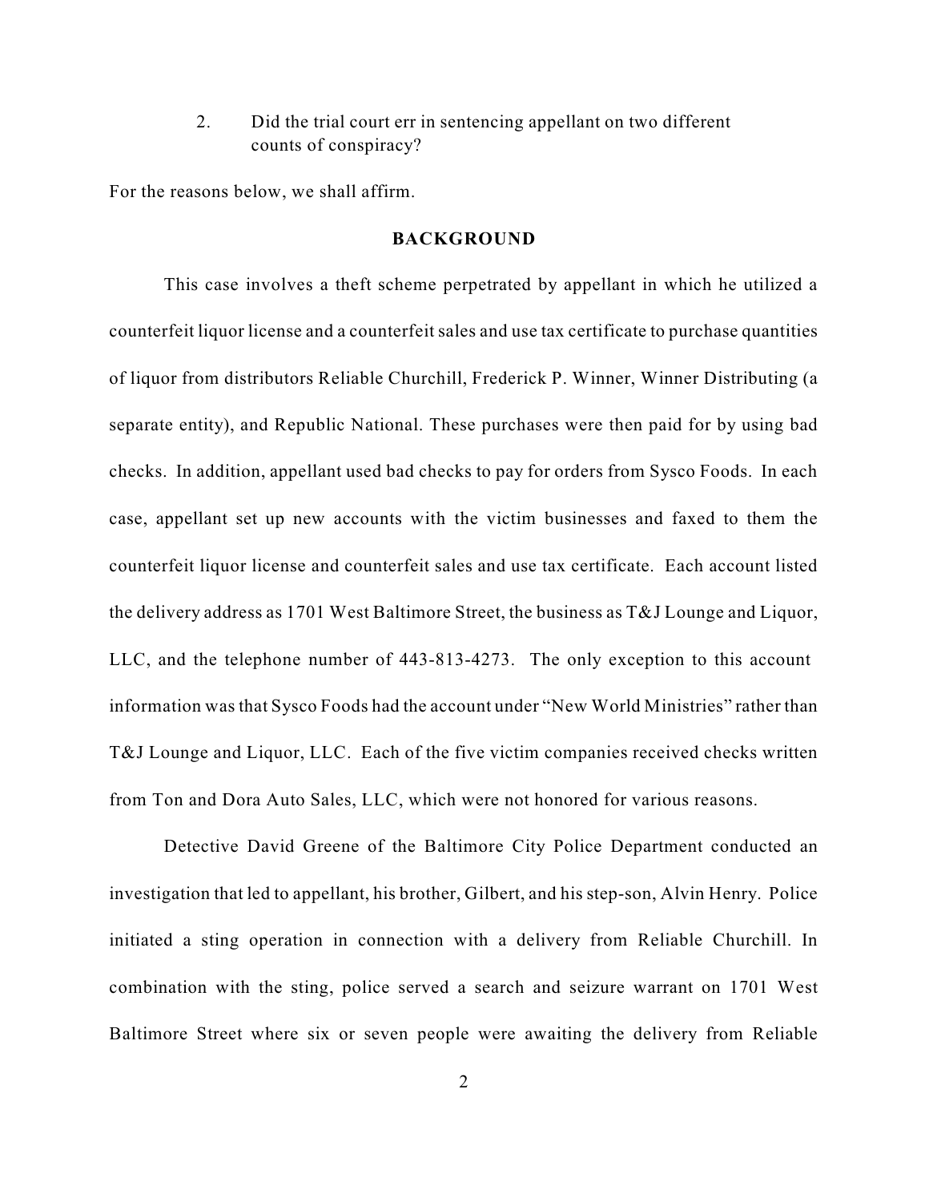2. Did the trial court err in sentencing appellant on two different counts of conspiracy?

For the reasons below, we shall affirm.

## BACKGROUND

This case involves a theft scheme perpetrated by appellant in which he utilized a counterfeit liquor license and a counterfeit sales and use tax certificate to purchase quantities of liquor from distributors Reliable Churchill, Frederick P. Winner, Winner Distributing (a separate entity), and Republic National. These purchases were then paid for by using bad checks. In addition, appellant used bad checks to pay for orders from Sysco Foods. In each case, appellant set up new accounts with the victim businesses and faxed to them the counterfeit liquor license and counterfeit sales and use tax certificate. Each account listed the delivery address as 1701 West Baltimore Street, the business as T&J Lounge and Liquor, LLC, and the telephone number of 443-813-4273. The only exception to this account information was that Sysco Foods had the account under "New World Ministries" rather than T&J Lounge and Liquor, LLC. Each of the five victim companies received checks written from Ton and Dora Auto Sales, LLC, which were not honored for various reasons.

Detective David Greene of the Baltimore City Police Department conducted an investigation that led to appellant, his brother, Gilbert, and his step-son, Alvin Henry. Police initiated a sting operation in connection with a delivery from Reliable Churchill. In combination with the sting, police served a search and seizure warrant on 1701 West Baltimore Street where six or seven people were awaiting the delivery from Reliable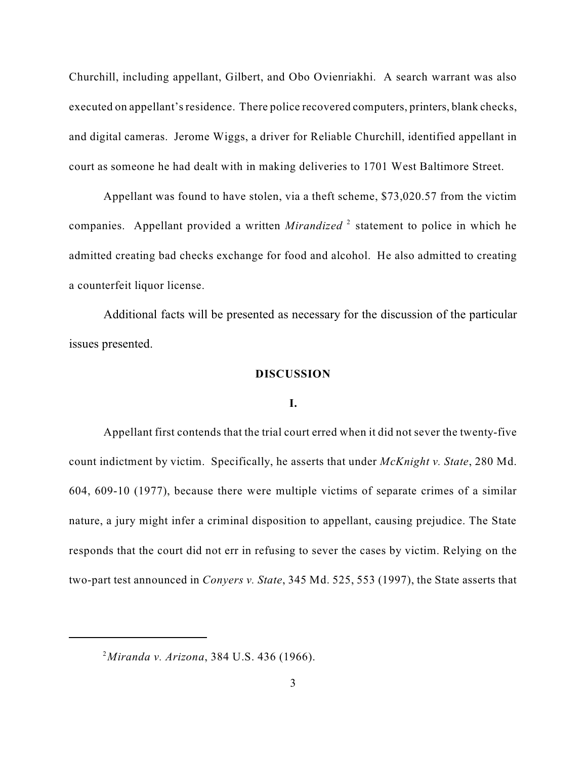Churchill, including appellant, Gilbert, and Obo Ovienriakhi. A search warrant was also executed on appellant's residence. There police recovered computers, printers, blank checks, and digital cameras. Jerome Wiggs, a driver for Reliable Churchill, identified appellant in court as someone he had dealt with in making deliveries to 1701 West Baltimore Street.

Appellant was found to have stolen, via a theft scheme, $73,020.57 from the victim companies. Appellant provided a written *Mirandized* [2] statement to police in which he admitted creating bad checks exchange for food and alcohol. He also admitted to creating a counterfeit liquor license.

Additional facts will be presented as necessary for the discussion of the particular issues presented.

## DISCUSSION

### I.

Appellant first contends that the trial court erred when it did not sever the twenty-five count indictment by victim. Specifically, he asserts that under *McKnight v. State*, 280 Md. 604, 609-10 (1977), because there were multiple victims of separate crimes of a similar nature, a jury might infer a criminal disposition to appellant, causing prejudice. The State responds that the court did not err in refusing to sever the cases by victim. Relying on the two-part test announced in *Conyers v. State*, 345 Md. 525, 553 (1997), the State asserts that

[2] *Miranda v. Arizona*, 384 U.S. 436 (1966).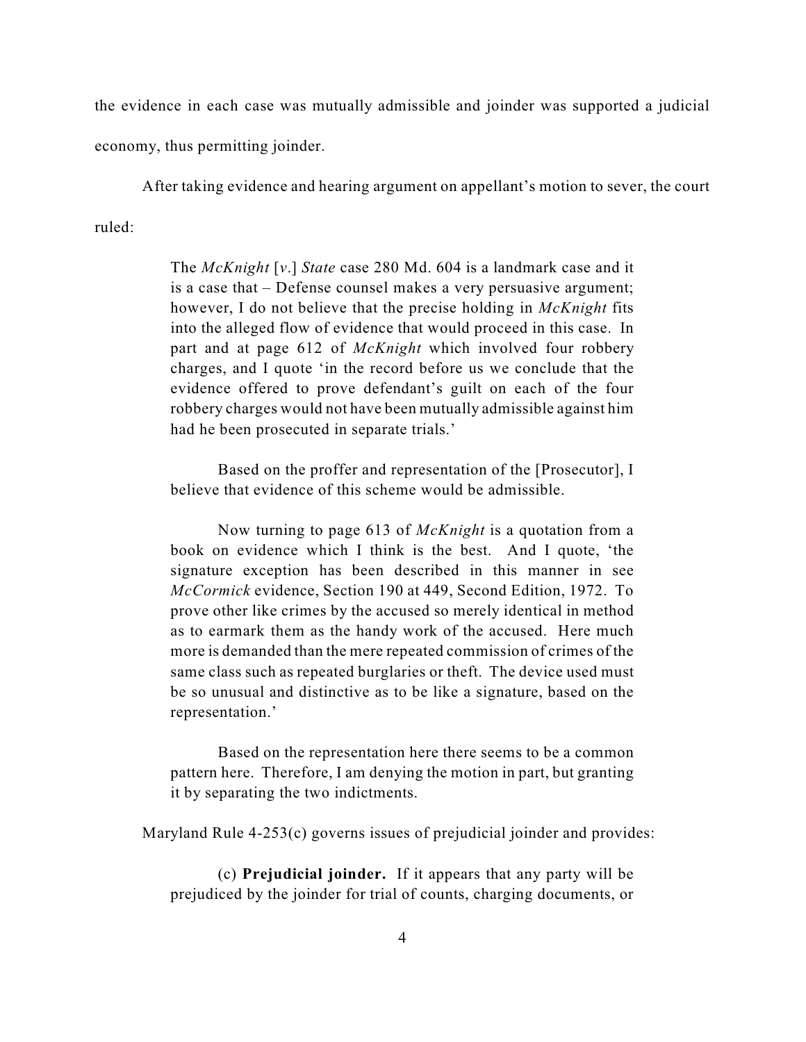the evidence in each case was mutually admissible and joinder was supported a judicial economy, thus permitting joinder.

After taking evidence and hearing argument on appellant's motion to sever, the court ruled:

> The *McKnight* [*v.*] *State* case 280 Md. 604 is a landmark case and it is a case that – Defense counsel makes a very persuasive argument; however, I do not believe that the precise holding in *McKnight* fits into the alleged flow of evidence that would proceed in this case. In part and at page 612 of *McKnight* which involved four robbery charges, and I quote 'in the record before us we conclude that the evidence offered to prove defendant's guilt on each of the four robbery charges would not have been mutually admissible against him had he been prosecuted in separate trials.'
>
> Based on the proffer and representation of the [Prosecutor], I believe that evidence of this scheme would be admissible.
>
> Now turning to page 613 of *McKnight* is a quotation from a book on evidence which I think is the best. And I quote, 'the signature exception has been described in this manner in see *McCormick* evidence, Section 190 at 449, Second Edition, 1972. To prove other like crimes by the accused so merely identical in method as to earmark them as the handy work of the accused. Here much more is demanded than the mere repeated commission of crimes of the same class such as repeated burglaries or theft. The device used must be so unusual and distinctive as to be like a signature, based on the representation.'
>
> Based on the representation here there seems to be a common pattern here. Therefore, I am denying the motion in part, but granting it by separating the two indictments.

Maryland Rule 4-253(c) governs issues of prejudicial joinder and provides:

> (c) **Prejudicial joinder.** If it appears that any party will be prejudiced by the joinder for trial of counts, charging documents, or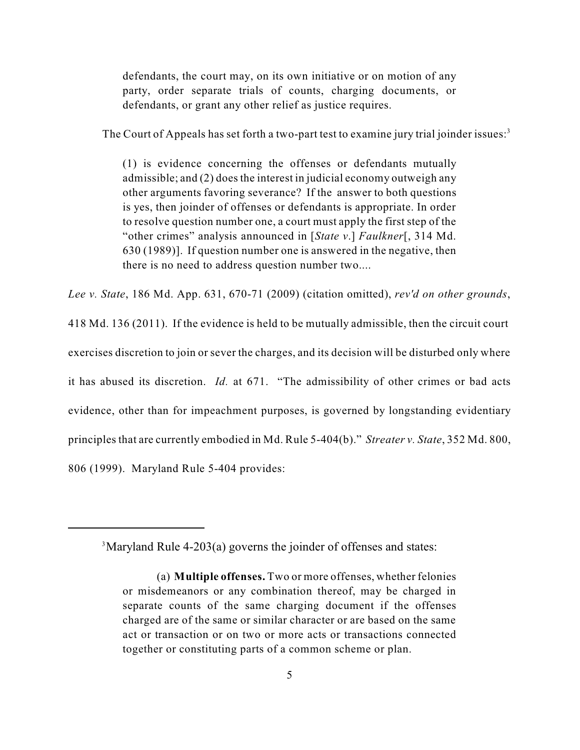> defendants, the court may, on its own initiative or on motion of any party, order separate trials of counts, charging documents, or defendants, or grant any other relief as justice requires.

The Court of Appeals has set forth a two-part test to examine jury trial joinder issues:[3]

> (1) is evidence concerning the offenses or defendants mutually admissible; and (2) does the interest in judicial economy outweigh any other arguments favoring severance? If the answer to both questions is yes, then joinder of offenses or defendants is appropriate. In order to resolve question number one, a court must apply the first step of the "other crimes" analysis announced in [*State v*.] *Faulkner*[, 314 Md. 630 (1989)]. If question number one is answered in the negative, then there is no need to address question number two....

*Lee v. State*, 186 Md. App. 631, 670-71 (2009) (citation omitted), *rev'd on other grounds*, 418 Md. 136 (2011). If the evidence is held to be mutually admissible, then the circuit court exercises discretion to join or sever the charges, and its decision will be disturbed only where it has abused its discretion. *Id.* at 671. "The admissibility of other crimes or bad acts evidence, other than for impeachment purposes, is governed by longstanding evidentiary principles that are currently embodied in Md. Rule 5-404(b)." *Streater v. State*, 352 Md. 800, 806 (1999). Maryland Rule 5-404 provides:

---

[3] Maryland Rule 4-203(a) governs the joinder of offenses and states:

> (a) **Multiple offenses.** Two or more offenses, whether felonies or misdemeanors or any combination thereof, may be charged in separate counts of the same charging document if the offenses charged are of the same or similar character or are based on the same act or transaction or on two or more acts or transactions connected together or constituting parts of a common scheme or plan.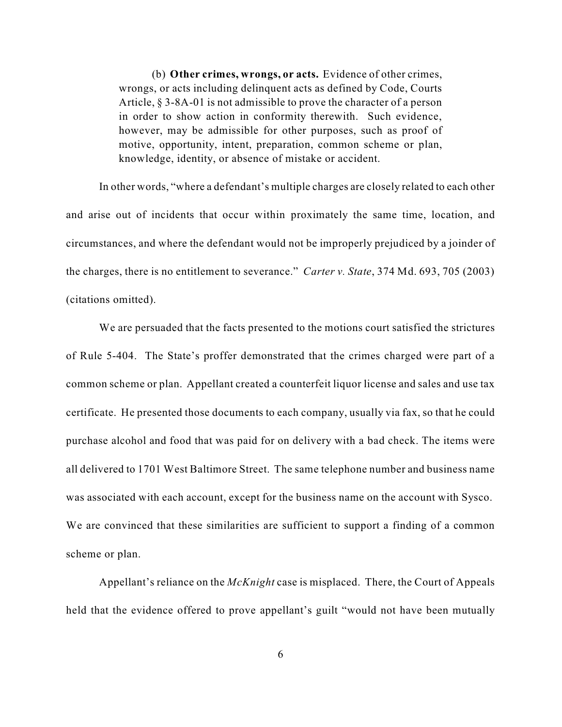> (b) **Other crimes, wrongs, or acts.** Evidence of other crimes, wrongs, or acts including delinquent acts as defined by Code, Courts Article, § 3-8A-01 is not admissible to prove the character of a person in order to show action in conformity therewith. Such evidence, however, may be admissible for other purposes, such as proof of motive, opportunity, intent, preparation, common scheme or plan, knowledge, identity, or absence of mistake or accident.

In other words, "where a defendant's multiple charges are closely related to each other and arise out of incidents that occur within proximately the same time, location, and circumstances, and where the defendant would not be improperly prejudiced by a joinder of the charges, there is no entitlement to severance." *Carter v. State*, 374 Md. 693, 705 (2003) (citations omitted).

We are persuaded that the facts presented to the motions court satisfied the strictures of Rule 5-404. The State's proffer demonstrated that the crimes charged were part of a common scheme or plan. Appellant created a counterfeit liquor license and sales and use tax certificate. He presented those documents to each company, usually via fax, so that he could purchase alcohol and food that was paid for on delivery with a bad check. The items were all delivered to 1701 West Baltimore Street. The same telephone number and business name was associated with each account, except for the business name on the account with Sysco. We are convinced that these similarities are sufficient to support a finding of a common scheme or plan.

Appellant's reliance on the *McKnight* case is misplaced. There, the Court of Appeals held that the evidence offered to prove appellant's guilt "would not have been mutually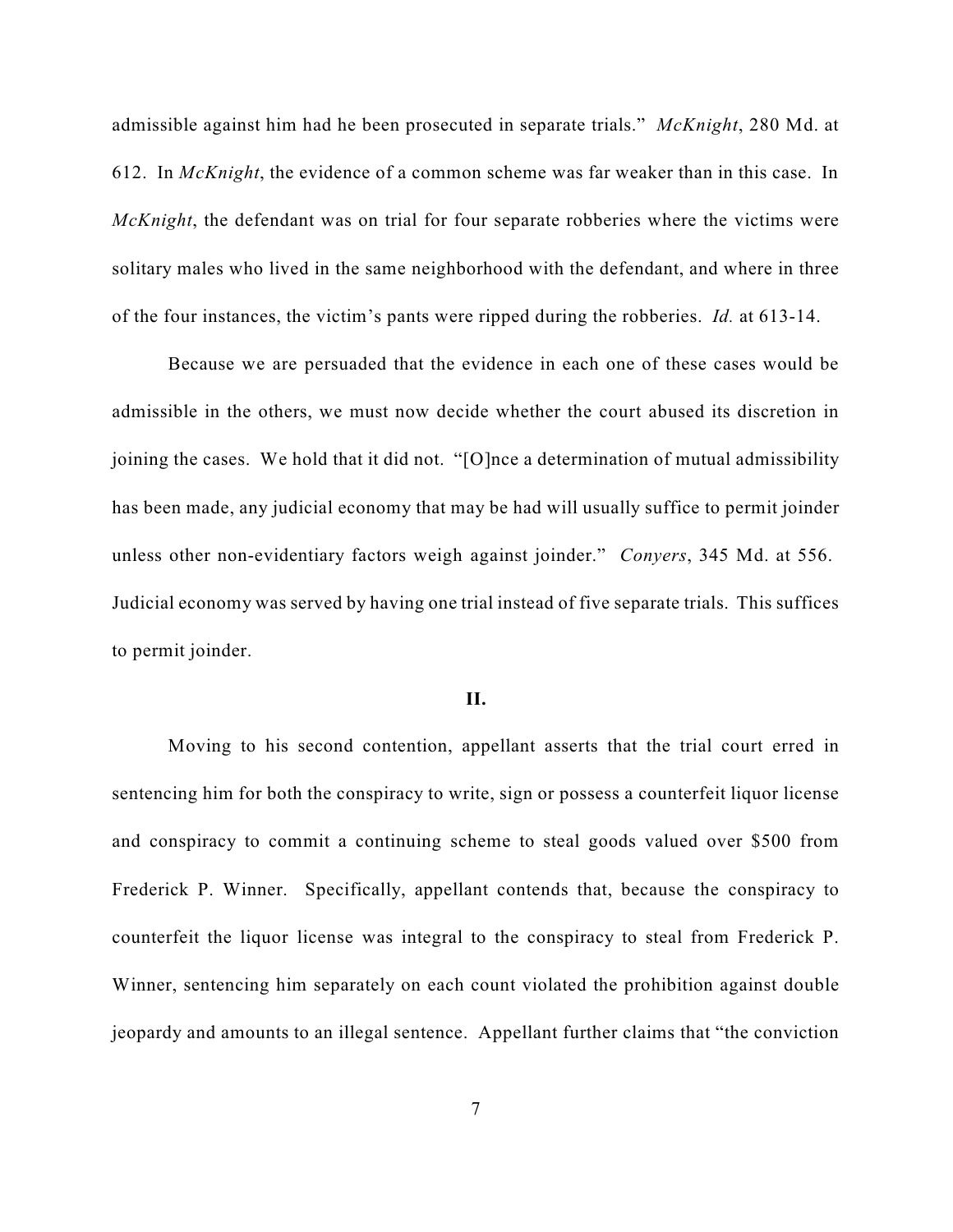admissible against him had he been prosecuted in separate trials." *McKnight*, 280 Md. at 612. In *McKnight*, the evidence of a common scheme was far weaker than in this case. In *McKnight*, the defendant was on trial for four separate robberies where the victims were solitary males who lived in the same neighborhood with the defendant, and where in three of the four instances, the victim's pants were ripped during the robberies. *Id.* at 613-14.

Because we are persuaded that the evidence in each one of these cases would be admissible in the others, we must now decide whether the court abused its discretion in joining the cases. We hold that it did not. "[O]nce a determination of mutual admissibility has been made, any judicial economy that may be had will usually suffice to permit joinder unless other non-evidentiary factors weigh against joinder." *Conyers*, 345 Md. at 556. Judicial economy was served by having one trial instead of five separate trials. This suffices to permit joinder.

## II.

Moving to his second contention, appellant asserts that the trial court erred in sentencing him for both the conspiracy to write, sign or possess a counterfeit liquor license and conspiracy to commit a continuing scheme to steal goods valued over $500 from Frederick P. Winner. Specifically, appellant contends that, because the conspiracy to counterfeit the liquor license was integral to the conspiracy to steal from Frederick P. Winner, sentencing him separately on each count violated the prohibition against double jeopardy and amounts to an illegal sentence. Appellant further claims that "the conviction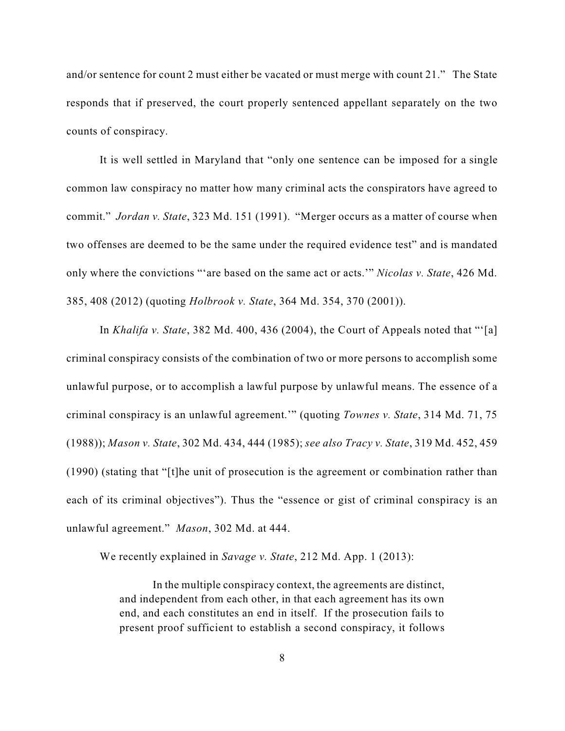and/or sentence for count 2 must either be vacated or must merge with count 21." The State responds that if preserved, the court properly sentenced appellant separately on the two counts of conspiracy.

It is well settled in Maryland that "only one sentence can be imposed for a single common law conspiracy no matter how many criminal acts the conspirators have agreed to commit." *Jordan v. State*, 323 Md. 151 (1991). "Merger occurs as a matter of course when two offenses are deemed to be the same under the required evidence test" and is mandated only where the convictions "'are based on the same act or acts.'" *Nicolas v. State*, 426 Md. 385, 408 (2012) (quoting *Holbrook v. State*, 364 Md. 354, 370 (2001)).

In *Khalifa v. State*, 382 Md. 400, 436 (2004), the Court of Appeals noted that "'[a] criminal conspiracy consists of the combination of two or more persons to accomplish some unlawful purpose, or to accomplish a lawful purpose by unlawful means. The essence of a criminal conspiracy is an unlawful agreement.'" (quoting *Townes v. State*, 314 Md. 71, 75 (1988)); *Mason v. State*, 302 Md. 434, 444 (1985); *see also Tracy v. State*, 319 Md. 452, 459 (1990) (stating that "[t]he unit of prosecution is the agreement or combination rather than each of its criminal objectives"). Thus the "essence or gist of criminal conspiracy is an unlawful agreement." *Mason*, 302 Md. at 444.

We recently explained in *Savage v. State*, 212 Md. App. 1 (2013):

> In the multiple conspiracy context, the agreements are distinct, and independent from each other, in that each agreement has its own end, and each constitutes an end in itself. If the prosecution fails to present proof sufficient to establish a second conspiracy, it follows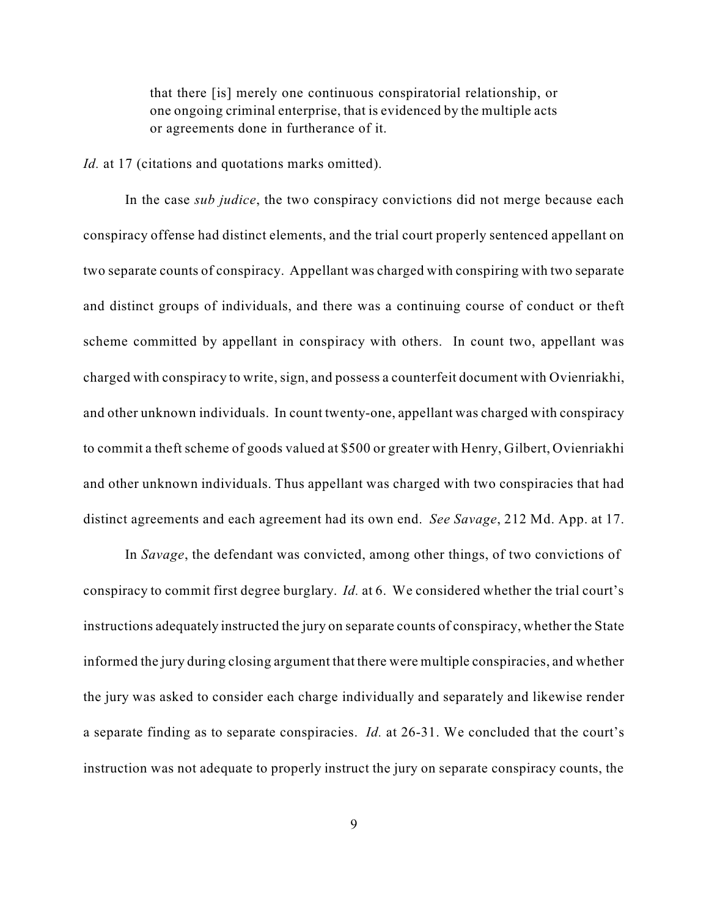> that there [is] merely one continuous conspiratorial relationship, or one ongoing criminal enterprise, that is evidenced by the multiple acts or agreements done in furtherance of it.

*Id.* at 17 (citations and quotations marks omitted).

In the case *sub judice*, the two conspiracy convictions did not merge because each conspiracy offense had distinct elements, and the trial court properly sentenced appellant on two separate counts of conspiracy. Appellant was charged with conspiring with two separate and distinct groups of individuals, and there was a continuing course of conduct or theft scheme committed by appellant in conspiracy with others. In count two, appellant was charged with conspiracy to write, sign, and possess a counterfeit document with Ovienriakhi, and other unknown individuals. In count twenty-one, appellant was charged with conspiracy to commit a theft scheme of goods valued at $500 or greater with Henry, Gilbert, Ovienriakhi and other unknown individuals. Thus appellant was charged with two conspiracies that had distinct agreements and each agreement had its own end. *See Savage*, 212 Md. App. at 17.

In *Savage*, the defendant was convicted, among other things, of two convictions of conspiracy to commit first degree burglary. *Id.* at 6. We considered whether the trial court's instructions adequately instructed the jury on separate counts of conspiracy, whether the State informed the jury during closing argument that there were multiple conspiracies, and whether the jury was asked to consider each charge individually and separately and likewise render a separate finding as to separate conspiracies. *Id.* at 26-31. We concluded that the court's instruction was not adequate to properly instruct the jury on separate conspiracy counts, the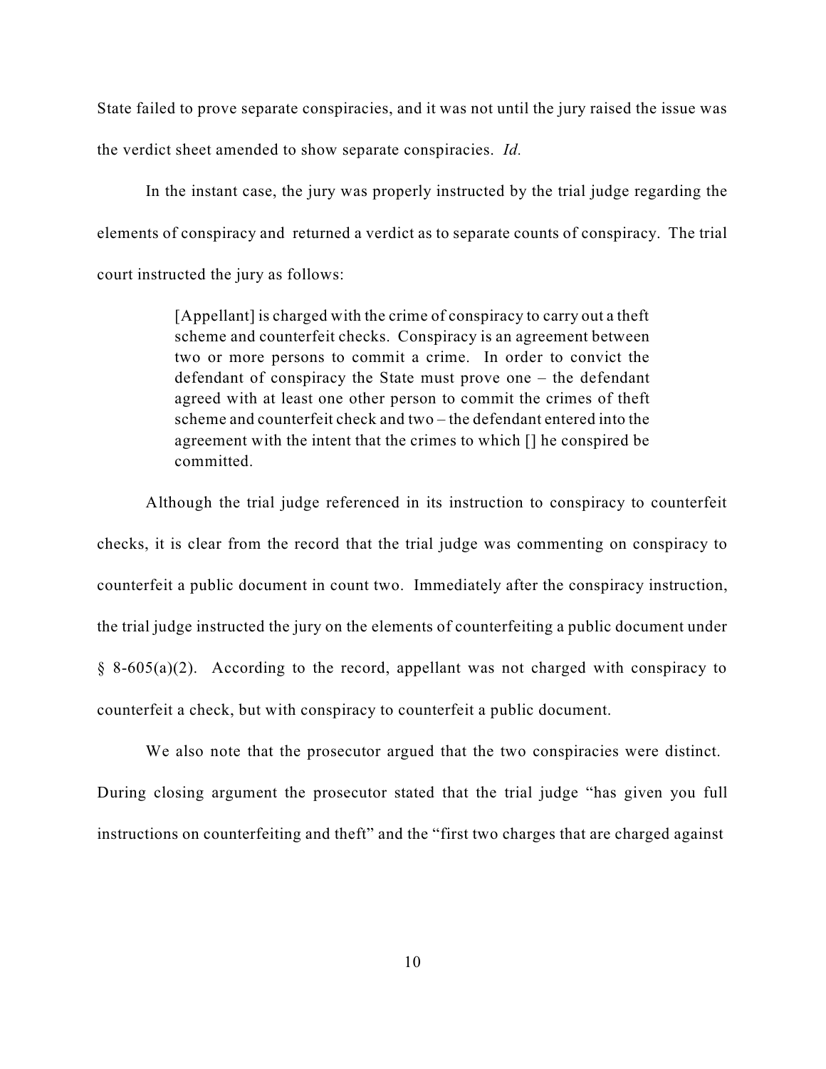State failed to prove separate conspiracies, and it was not until the jury raised the issue was the verdict sheet amended to show separate conspiracies. *Id.*

In the instant case, the jury was properly instructed by the trial judge regarding the elements of conspiracy and returned a verdict as to separate counts of conspiracy. The trial court instructed the jury as follows:

> [Appellant] is charged with the crime of conspiracy to carry out a theft scheme and counterfeit checks. Conspiracy is an agreement between two or more persons to commit a crime. In order to convict the defendant of conspiracy the State must prove one – the defendant agreed with at least one other person to commit the crimes of theft scheme and counterfeit check and two – the defendant entered into the agreement with the intent that the crimes to which [] he conspired be committed.

Although the trial judge referenced in its instruction to conspiracy to counterfeit checks, it is clear from the record that the trial judge was commenting on conspiracy to counterfeit a public document in count two. Immediately after the conspiracy instruction, the trial judge instructed the jury on the elements of counterfeiting a public document under § 8-605(a)(2). According to the record, appellant was not charged with conspiracy to counterfeit a check, but with conspiracy to counterfeit a public document.

We also note that the prosecutor argued that the two conspiracies were distinct. During closing argument the prosecutor stated that the trial judge "has given you full instructions on counterfeiting and theft" and the "first two charges that are charged against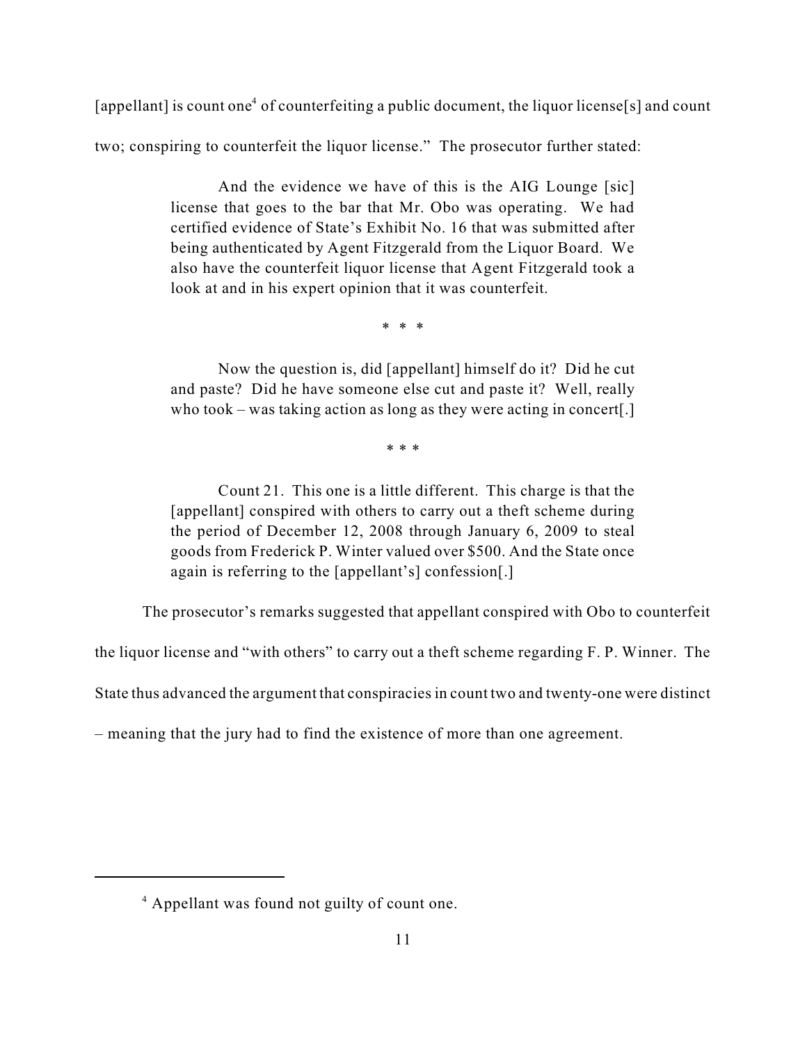[appellant] is count one[4] of counterfeiting a public document, the liquor license[s] and count two; conspiring to counterfeit the liquor license." The prosecutor further stated:

> And the evidence we have of this is the AIG Lounge [sic] license that goes to the bar that Mr. Obo was operating. We had certified evidence of State's Exhibit No. 16 that was submitted after being authenticated by Agent Fitzgerald from the Liquor Board. We also have the counterfeit liquor license that Agent Fitzgerald took a look at and in his expert opinion that it was counterfeit.
>
> \* \* \*
>
> Now the question is, did [appellant] himself do it? Did he cut and paste? Did he have someone else cut and paste it? Well, really who took – was taking action as long as they were acting in concert[.]
>
> \* \* \*
>
> Count 21. This one is a little different. This charge is that the [appellant] conspired with others to carry out a theft scheme during the period of December 12, 2008 through January 6, 2009 to steal goods from Frederick P. Winter valued over $500. And the State once again is referring to the [appellant's] confession[.]

The prosecutor's remarks suggested that appellant conspired with Obo to counterfeit the liquor license and "with others" to carry out a theft scheme regarding F. P. Winner. The State thus advanced the argument that conspiracies in count two and twenty-one were distinct – meaning that the jury had to find the existence of more than one agreement.

---

[4] Appellant was found not guilty of count one.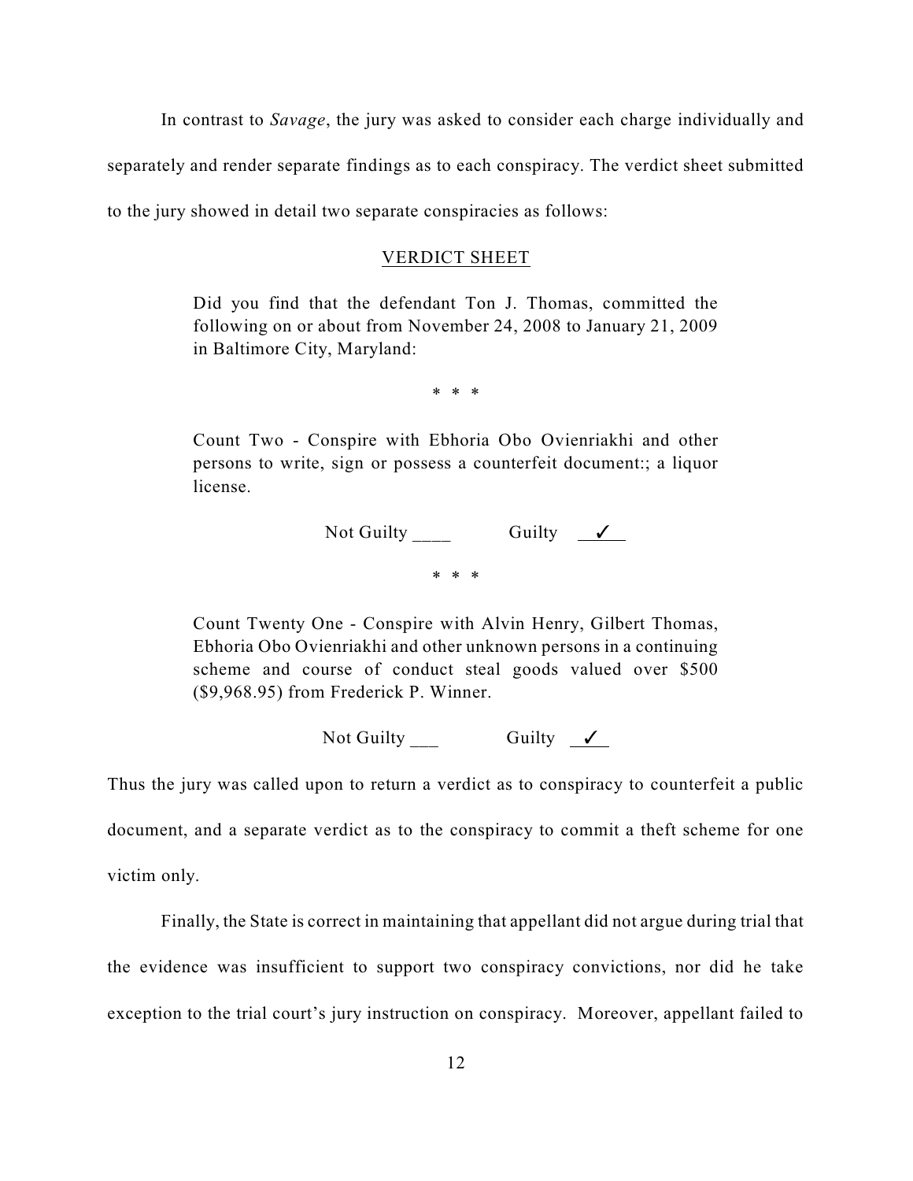In contrast to *Savage*, the jury was asked to consider each charge individually and separately and render separate findings as to each conspiracy. The verdict sheet submitted to the jury showed in detail two separate conspiracies as follows:

> <u>VERDICT SHEET</u>
>
> Did you find that the defendant Ton J. Thomas, committed the following on or about from November 24, 2008 to January 21, 2009 in Baltimore City, Maryland:
>
> \* \* \*
>
> Count Two - Conspire with Ebhoria Obo Ovienriakhi and other persons to write, sign or possess a counterfeit document:; a liquor license.
>
> Not Guilty ____ Guilty ✓
>
> \* \* \*
>
> Count Twenty One - Conspire with Alvin Henry, Gilbert Thomas, Ebhoria Obo Ovienriakhi and other unknown persons in a continuing scheme and course of conduct steal goods valued over $500 ($9,968.95) from Frederick P. Winner.
>
> Not Guilty ___ Guilty ✓

Thus the jury was called upon to return a verdict as to conspiracy to counterfeit a public document, and a separate verdict as to the conspiracy to commit a theft scheme for one victim only.

Finally, the State is correct in maintaining that appellant did not argue during trial that the evidence was insufficient to support two conspiracy convictions, nor did he take exception to the trial court's jury instruction on conspiracy. Moreover, appellant failed to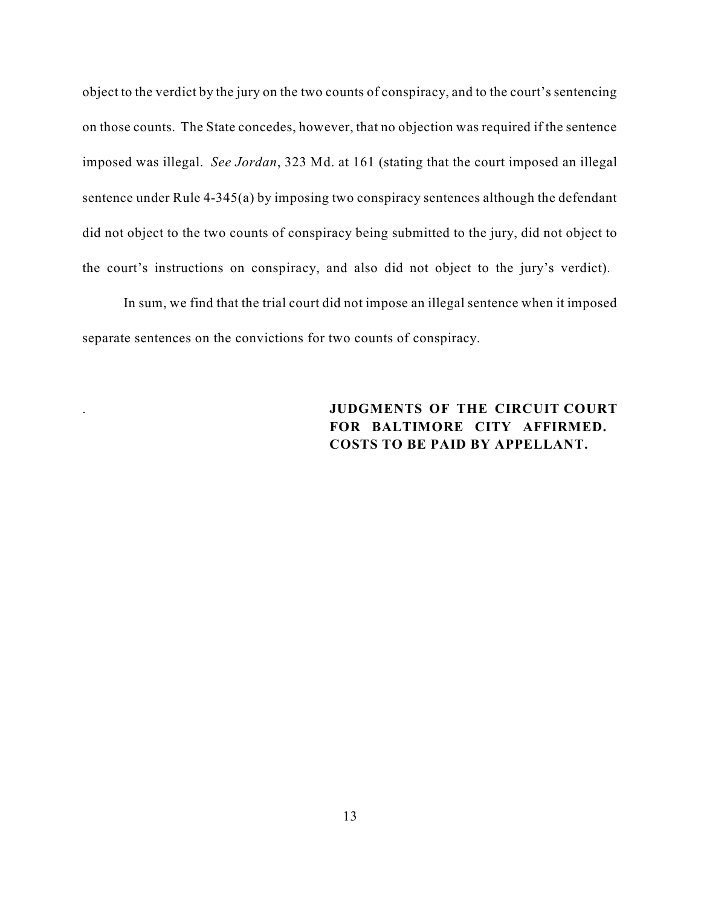object to the verdict by the jury on the two counts of conspiracy, and to the court's sentencing on those counts. The State concedes, however, that no objection was required if the sentence imposed was illegal. *See Jordan*, 323 Md. at 161 (stating that the court imposed an illegal sentence under Rule 4-345(a) by imposing two conspiracy sentences although the defendant did not object to the two counts of conspiracy being submitted to the jury, did not object to the court's instructions on conspiracy, and also did not object to the jury's verdict).

In sum, we find that the trial court did not impose an illegal sentence when it imposed separate sentences on the convictions for two counts of conspiracy.

**JUDGMENTS OF THE CIRCUIT COURT FOR BALTIMORE CITY AFFIRMED. COSTS TO BE PAID BY APPELLANT.**